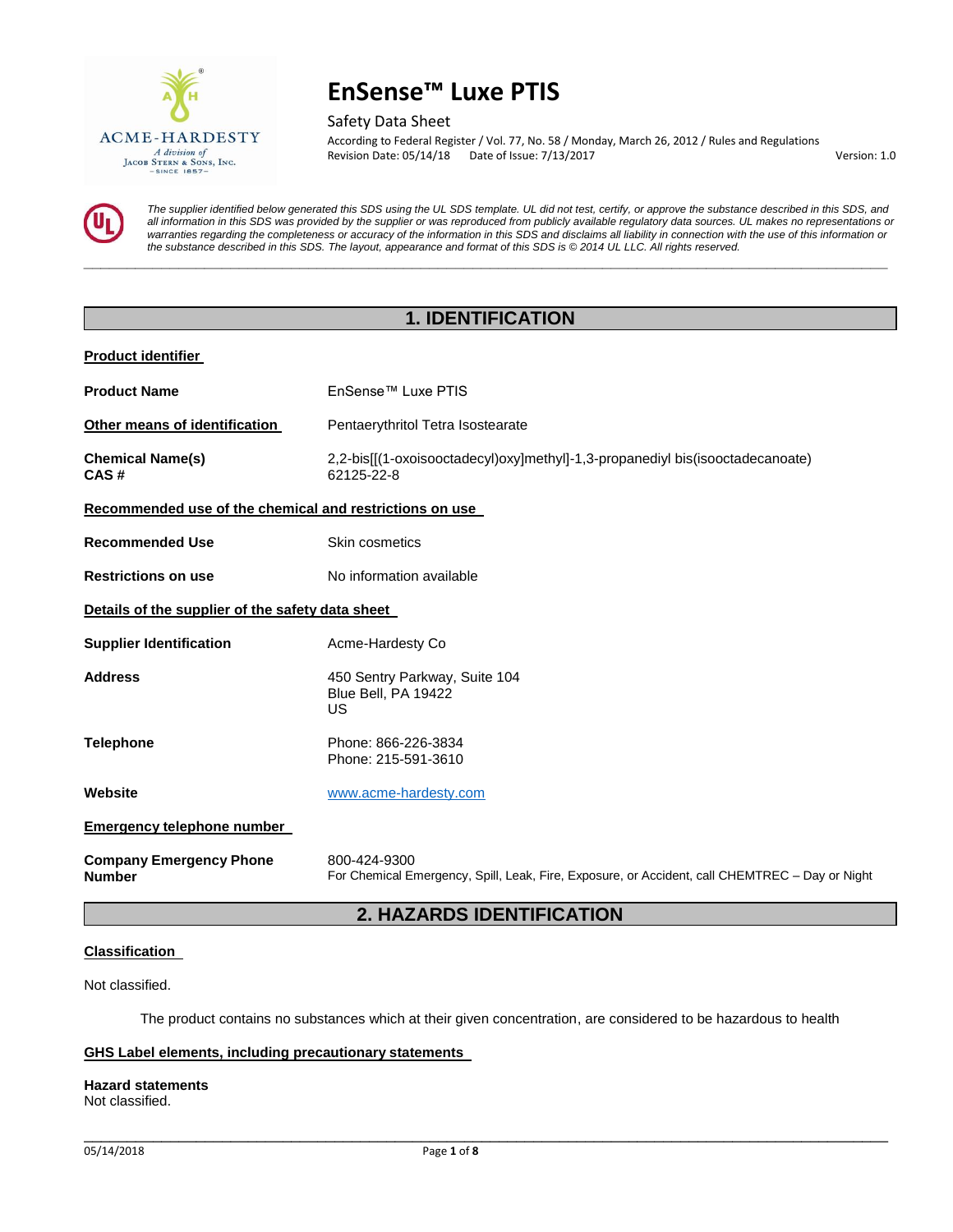# EnSense™ Luxe PTIS

Safety Data Sheet

According to Federal Register / Vol. 77, No. 58 / Monday, March 26, 2012 / Rules and Regulations

Revision Date: 05/14/18 Date of Issue: 7/13/2017 Version: 1.0

*The supplier identified below generated this SDS using the UL SDS template. UL did not test, certify, or approve the substance described in this SDS, and all information in this SDS was provided by the supplier or was reproduced from publicly available regulatory data sources. UL makes no representations or warranties regarding the completeness or accuracy of the information in this SDS and disclaims all liability in connection with the use of this information or the substance described in this SDS. The layout, appearance and format of this SDS is © 2014 UL LLC. All rights reserved.*

## 1. IDENTIFICATION

**Product identifier**

**Product Name** EnSense™ Luxe PTIS

**Other means of identification** Pentaerythritol Tetra Isostearate

**Chemical Name(s)** 2,2-bis[[(1-oxoisooctadecyl)oxy]methyl]-1,3-propanediyl bis(isooctadecanoate)
**CAS #** 62125-22-8

**Recommended use of the chemical and restrictions on use**

**Recommended Use** Skin cosmetics

**Restrictions on use** No information available

**Details of the supplier of the safety data sheet**

**Supplier Identification** Acme-Hardesty Co

**Address** 450 Sentry Parkway, Suite 104
Blue Bell, PA 19422
US

**Telephone** Phone: 866-226-3834
Phone: 215-591-3610

**Website** www.acme-hardesty.com

**Emergency telephone number**

**Company Emergency Phone Number** 800-424-9300
For Chemical Emergency, Spill, Leak, Fire, Exposure, or Accident, call CHEMTREC – Day or Night

## 2. HAZARDS IDENTIFICATION

**Classification**

Not classified.

The product contains no substances which at their given concentration, are considered to be hazardous to health

**GHS Label elements, including precautionary statements**

**Hazard statements**
Not classified.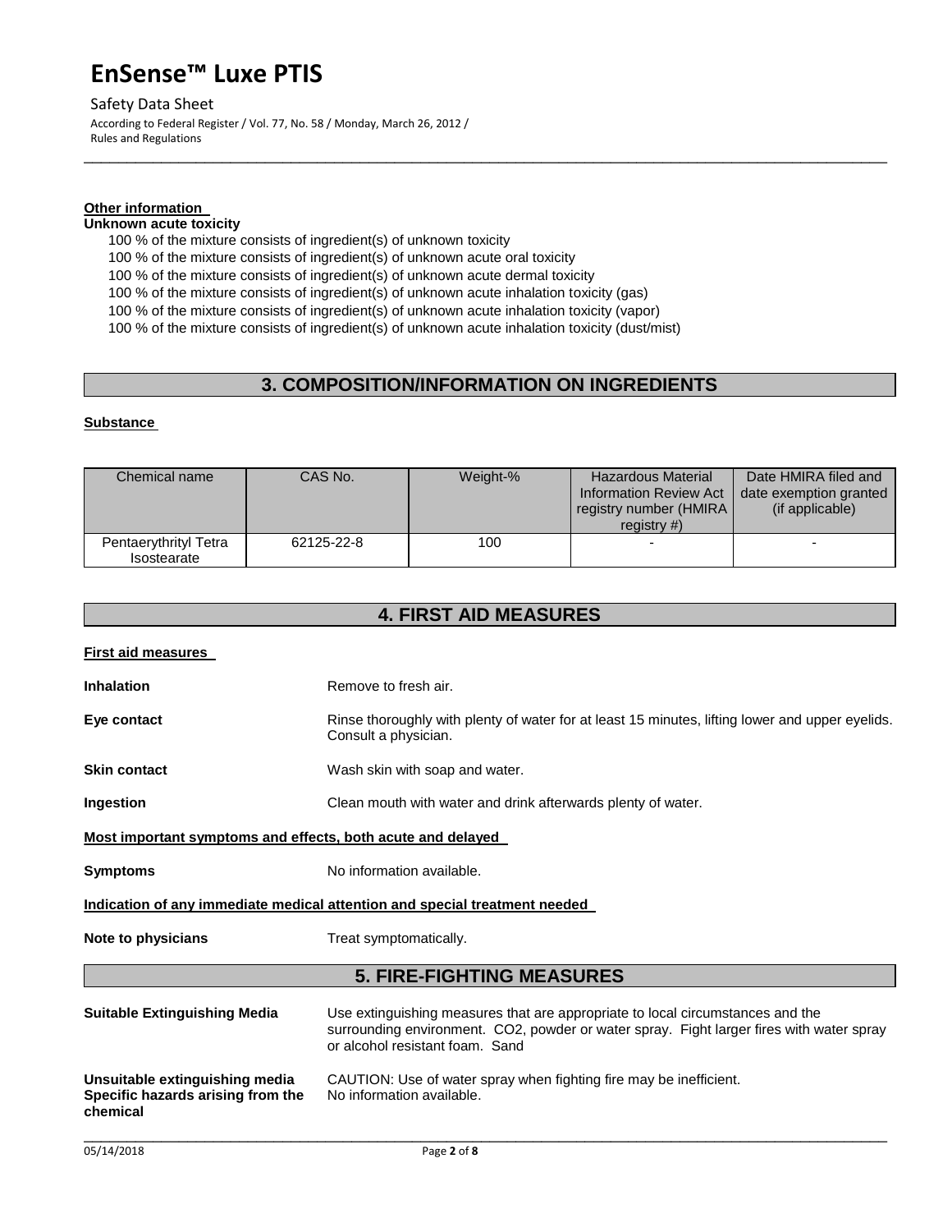**Other information**

**Unknown acute toxicity**

100 % of the mixture consists of ingredient(s) of unknown toxicity
100 % of the mixture consists of ingredient(s) of unknown acute oral toxicity
100 % of the mixture consists of ingredient(s) of unknown acute dermal toxicity
100 % of the mixture consists of ingredient(s) of unknown acute inhalation toxicity (gas)
100 % of the mixture consists of ingredient(s) of unknown acute inhalation toxicity (vapor)
100 % of the mixture consists of ingredient(s) of unknown acute inhalation toxicity (dust/mist)

## 3. COMPOSITION/INFORMATION ON INGREDIENTS

**Substance**

| Chemical name | CAS No. | Weight-% | Hazardous Material Information Review Act registry number (HMIRA registry #) | Date HMIRA filed and date exemption granted (if applicable) |
|---|---|---|---|---|
| Pentaerythrityl Tetra Isostearate | 62125-22-8 | 100 | - | - |

## 4. FIRST AID MEASURES

**First aid measures**

**Inhalation** Remove to fresh air.

**Eye contact** Rinse thoroughly with plenty of water for at least 15 minutes, lifting lower and upper eyelids. Consult a physician.

**Skin contact** Wash skin with soap and water.

**Ingestion** Clean mouth with water and drink afterwards plenty of water.

**Most important symptoms and effects, both acute and delayed**

**Symptoms** No information available.

**Indication of any immediate medical attention and special treatment needed**

**Note to physicians** Treat symptomatically.

## 5. FIRE-FIGHTING MEASURES

**Suitable Extinguishing Media** Use extinguishing measures that are appropriate to local circumstances and the surrounding environment. $CO_2$, powder or water spray. Fight larger fires with water spray or alcohol resistant foam. Sand

**Unsuitable extinguishing media** CAUTION: Use of water spray when fighting fire may be inefficient.

**Specific hazards arising from the chemical** No information available.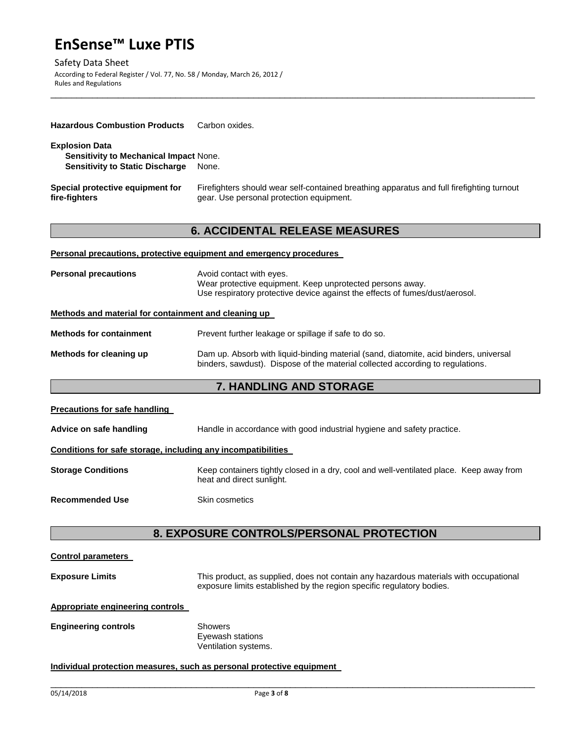**Hazardous Combustion Products** Carbon oxides.

**Explosion Data**

**Sensitivity to Mechanical Impact** None.
**Sensitivity to Static Discharge** None.

**Special protective equipment for fire-fighters** Firefighters should wear self-contained breathing apparatus and full firefighting turnout gear. Use personal protection equipment.

## 6. ACCIDENTAL RELEASE MEASURES

**Personal precautions, protective equipment and emergency procedures**

**Personal precautions** Avoid contact with eyes.
Wear protective equipment. Keep unprotected persons away.
Use respiratory protective device against the effects of fumes/dust/aerosol.

**Methods and material for containment and cleaning up**

**Methods for containment** Prevent further leakage or spillage if safe to do so.

**Methods for cleaning up** Dam up. Absorb with liquid-binding material (sand, diatomite, acid binders, universal binders, sawdust). Dispose of the material collected according to regulations.

## 7. HANDLING AND STORAGE

**Precautions for safe handling**

**Advice on safe handling** Handle in accordance with good industrial hygiene and safety practice.

**Conditions for safe storage, including any incompatibilities**

**Storage Conditions** Keep containers tightly closed in a dry, cool and well-ventilated place. Keep away from heat and direct sunlight.

**Recommended Use** Skin cosmetics

## 8. EXPOSURE CONTROLS/PERSONAL PROTECTION

**Control parameters**

**Exposure Limits** This product, as supplied, does not contain any hazardous materials with occupational exposure limits established by the region specific regulatory bodies.

**Appropriate engineering controls**

**Engineering controls** Showers
Eyewash stations
Ventilation systems.

**Individual protection measures, such as personal protective equipment**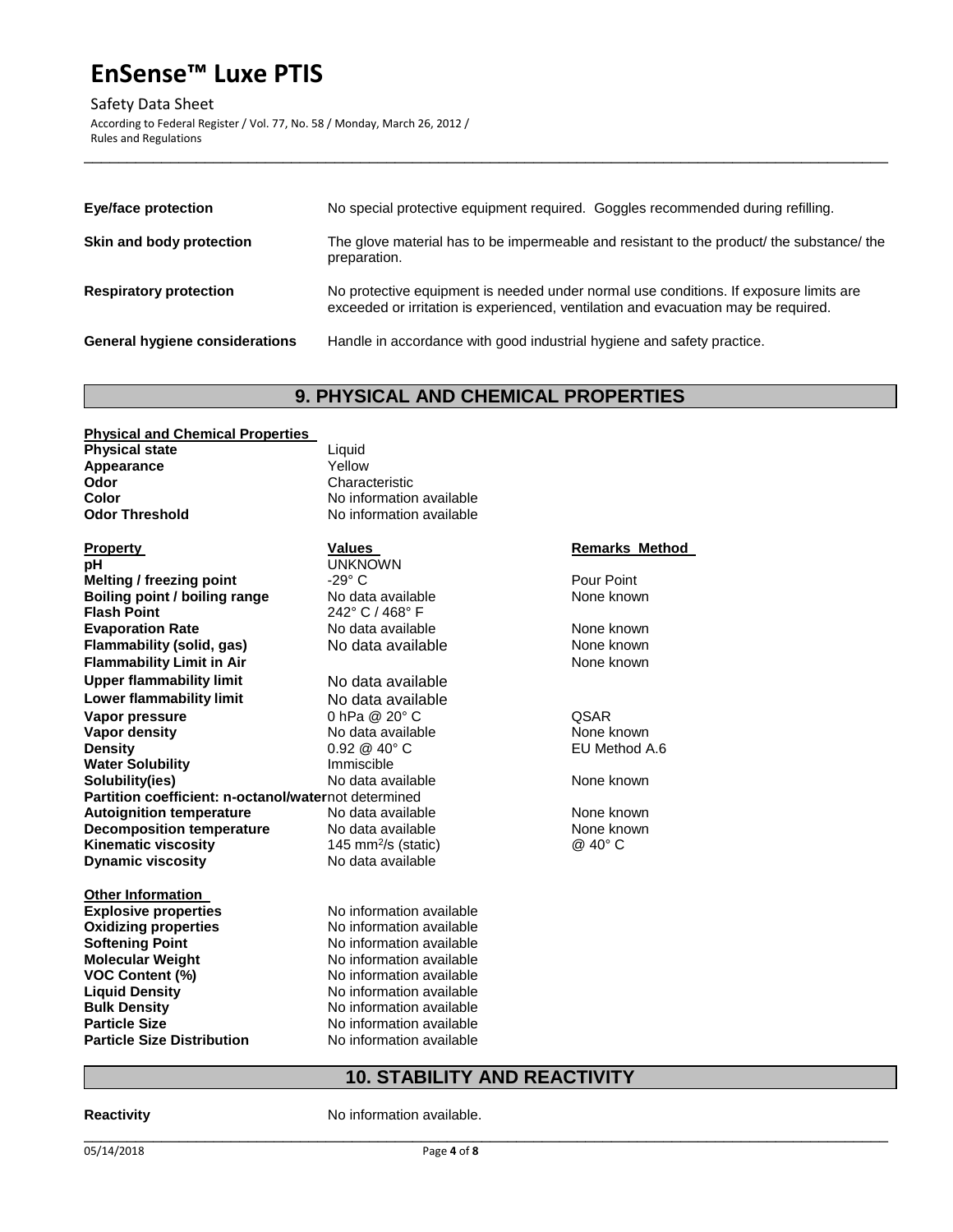| | |
|---|---|
| **Eye/face protection** | No special protective equipment required. Goggles recommended during refilling. |
| **Skin and body protection** | The glove material has to be impermeable and resistant to the product/ the substance/ the preparation. |
| **Respiratory protection** | No protective equipment is needed under normal use conditions. If exposure limits are exceeded or irritation is experienced, ventilation and evacuation may be required. |
| **General hygiene considerations** | Handle in accordance with good industrial hygiene and safety practice. |

## 9. PHYSICAL AND CHEMICAL PROPERTIES

**Physical and Chemical Properties**

| | |
|---|---|
| **Physical state** | Liquid |
| **Appearance** | Yellow |
| **Odor** | Characteristic |
| **Color** | No information available |
| **Odor Threshold** | No information available |

| Property | Values | Remarks Method |
|---|---|---|
| **pH** | UNKNOWN | |
| **Melting / freezing point** | -29° C | Pour Point |
| **Boiling point / boiling range** | No data available | None known |
| **Flash Point** | 242° C / 468° F | |
| **Evaporation Rate** | No data available | None known |
| **Flammability (solid, gas)** | No data available | None known |
| **Flammability Limit in Air** | | None known |
| **Upper flammability limit** | No data available | |
| **Lower flammability limit** | No data available | |
| **Vapor pressure** | 0 hPa @ 20° C | QSAR |
| **Vapor density** | No data available | None known |
| **Density** | 0.92 @ 40° C | EU Method A.6 |
| **Water Solubility** | Immiscible | |
| **Solubility(ies)** | No data available | None known |
| **Partition coefficient: n-octanol/water** | not determined | |
| **Autoignition temperature** | No data available | None known |
| **Decomposition temperature** | No data available | None known |
| **Kinematic viscosity** | 145 $mm^2/s$ (static) | @ 40° C |
| **Dynamic viscosity** | No data available | |

**Other Information**

| | |
|---|---|
| **Explosive properties** | No information available |
| **Oxidizing properties** | No information available |
| **Softening Point** | No information available |
| **Molecular Weight** | No information available |
| **VOC Content (%)** | No information available |
| **Liquid Density** | No information available |
| **Bulk Density** | No information available |
| **Particle Size** | No information available |
| **Particle Size Distribution** | No information available |

## 10. STABILITY AND REACTIVITY

| | |
|---|---|
| **Reactivity** | No information available. |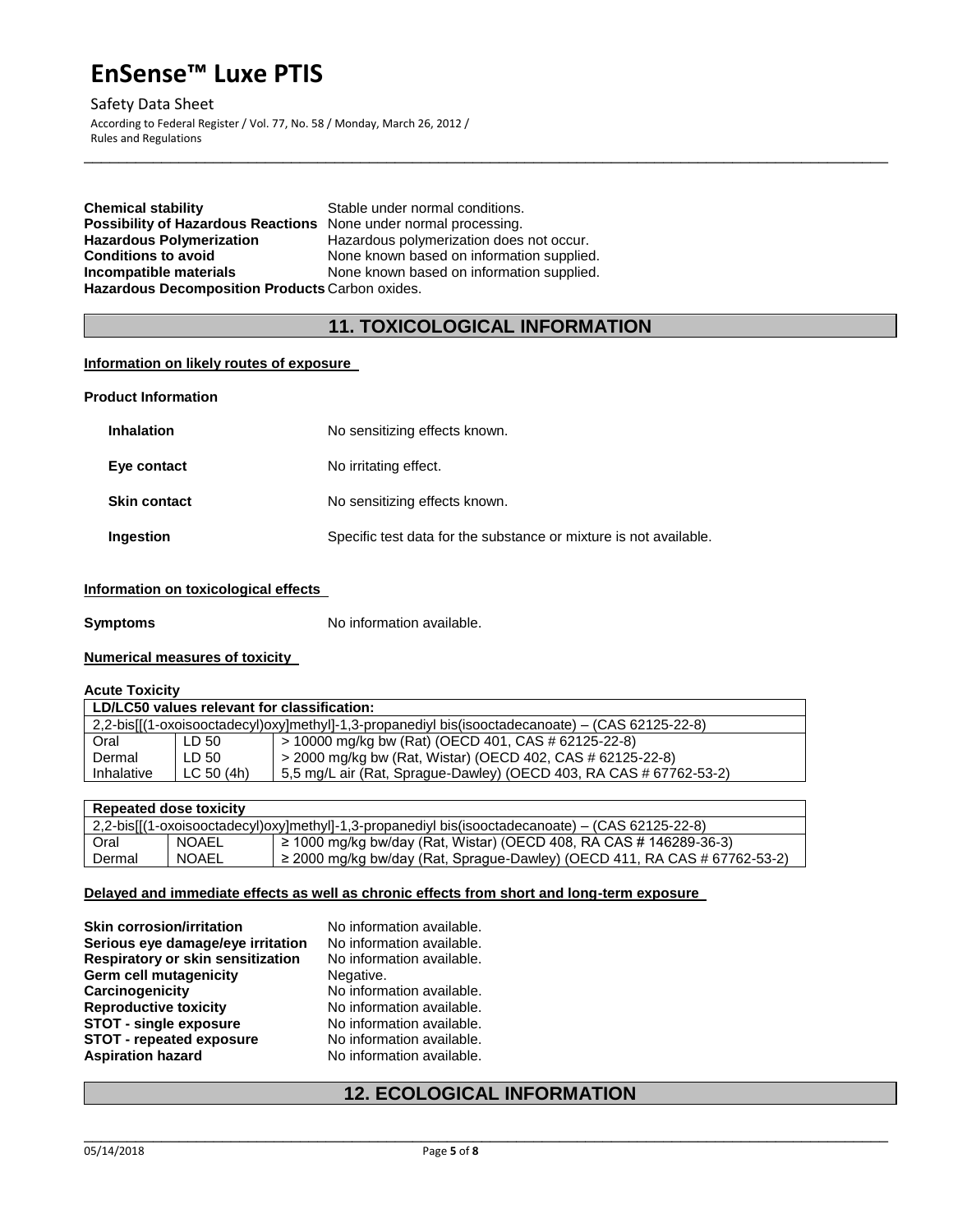**Chemical stability** Stable under normal conditions.
**Possibility of Hazardous Reactions** None under normal processing.
**Hazardous Polymerization** Hazardous polymerization does not occur.
**Conditions to avoid** None known based on information supplied.
**Incompatible materials** None known based on information supplied.
**Hazardous Decomposition Products** Carbon oxides.

## 11. TOXICOLOGICAL INFORMATION

**Information on likely routes of exposure**

**Product Information**

| | |
|---|---|
| **Inhalation** | No sensitizing effects known. |
| **Eye contact** | No irritating effect. |
| **Skin contact** | No sensitizing effects known. |
| **Ingestion** | Specific test data for the substance or mixture is not available. |

**Information on toxicological effects**

**Symptoms** No information available.

**Numerical measures of toxicity**

**Acute Toxicity**

| LD/LC50 values relevant for classification: | | |
|---|---|---|
| 2,2-bis[[(1-oxoisooctadecyl)oxy]methyl]-1,3-propanediyl bis(isooctadecanoate) – (CAS 62125-22-8) | | |
| Oral | LD 50 | > 10000 mg/kg bw (Rat) (OECD 401, CAS # 62125-22-8) |
| Dermal | LD 50 | > 2000 mg/kg bw (Rat, Wistar) (OECD 402, CAS # 62125-22-8) |
| Inhalative | LC 50 (4h) | 5,5 mg/L air (Rat, Sprague-Dawley) (OECD 403, RA CAS # 67762-53-2) |

| Repeated dose toxicity | | |
|---|---|---|
| 2,2-bis[[(1-oxoisooctadecyl)oxy]methyl]-1,3-propanediyl bis(isooctadecanoate) – (CAS 62125-22-8) | | |
| Oral | NOAEL | ≥ 1000 mg/kg bw/day (Rat, Wistar) (OECD 408, RA CAS # 146289-36-3) |
| Dermal | NOAEL | ≥ 2000 mg/kg bw/day (Rat, Sprague-Dawley) (OECD 411, RA CAS # 67762-53-2) |

**Delayed and immediate effects as well as chronic effects from short and long-term exposure**

| | |
|---|---|
| **Skin corrosion/irritation** | No information available. |
| **Serious eye damage/eye irritation** | No information available. |
| **Respiratory or skin sensitization** | No information available. |
| **Germ cell mutagenicity** | Negative. |
| **Carcinogenicity** | No information available. |
| **Reproductive toxicity** | No information available. |
| **STOT - single exposure** | No information available. |
| **STOT - repeated exposure** | No information available. |
| **Aspiration hazard** | No information available. |

## 12. ECOLOGICAL INFORMATION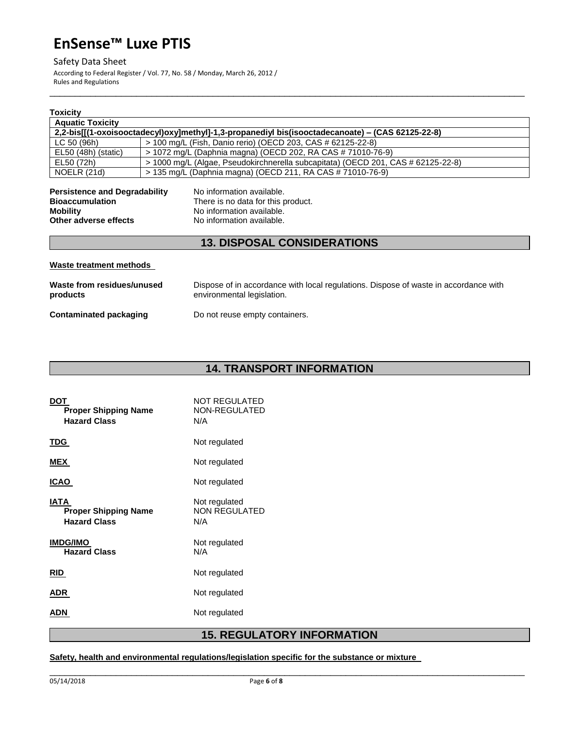**Toxicity**

| Aquatic Toxicity | |
|---|---|
| **2,2-bis[[(1-oxoisooctadecyl)oxy]methyl]-1,3-propanediyl bis(isooctadecanoate) – (CAS 62125-22-8)** | |
| LC 50 (96h) | > 100 mg/L (Fish, Danio rerio) (OECD 203, CAS # 62125-22-8) |
| EL50 (48h) (static) | > 1072 mg/L (Daphnia magna) (OECD 202, RA CAS # 71010-76-9) |
| EL50 (72h) | > 1000 mg/L (Algae, Pseudokirchnerella subcapitata) (OECD 201, CAS # 62125-22-8) |
| NOELR (21d) | > 135 mg/L (Daphnia magna) (OECD 211, RA CAS # 71010-76-9) |

**Persistence and Degradability** No information available.
**Bioaccumulation** There is no data for this product.
**Mobility** No information available.
**Other adverse effects** No information available.

## 13. DISPOSAL CONSIDERATIONS

**Waste treatment methods**

**Waste from residues/unused products** Dispose of in accordance with local regulations. Dispose of waste in accordance with environmental legislation.

**Contaminated packaging** Do not reuse empty containers.

## 14. TRANSPORT INFORMATION

**DOT** NOT REGULATED
**Proper Shipping Name** NON-REGULATED
**Hazard Class** N/A

**TDG** Not regulated

**MEX** Not regulated

**ICAO** Not regulated

**IATA** Not regulated
**Proper Shipping Name** NON REGULATED
**Hazard Class** N/A

**IMDG/IMO** Not regulated
**Hazard Class** N/A

**RID** Not regulated

**ADR** Not regulated

**ADN** Not regulated

## 15. REGULATORY INFORMATION

**Safety, health and environmental regulations/legislation specific for the substance or mixture**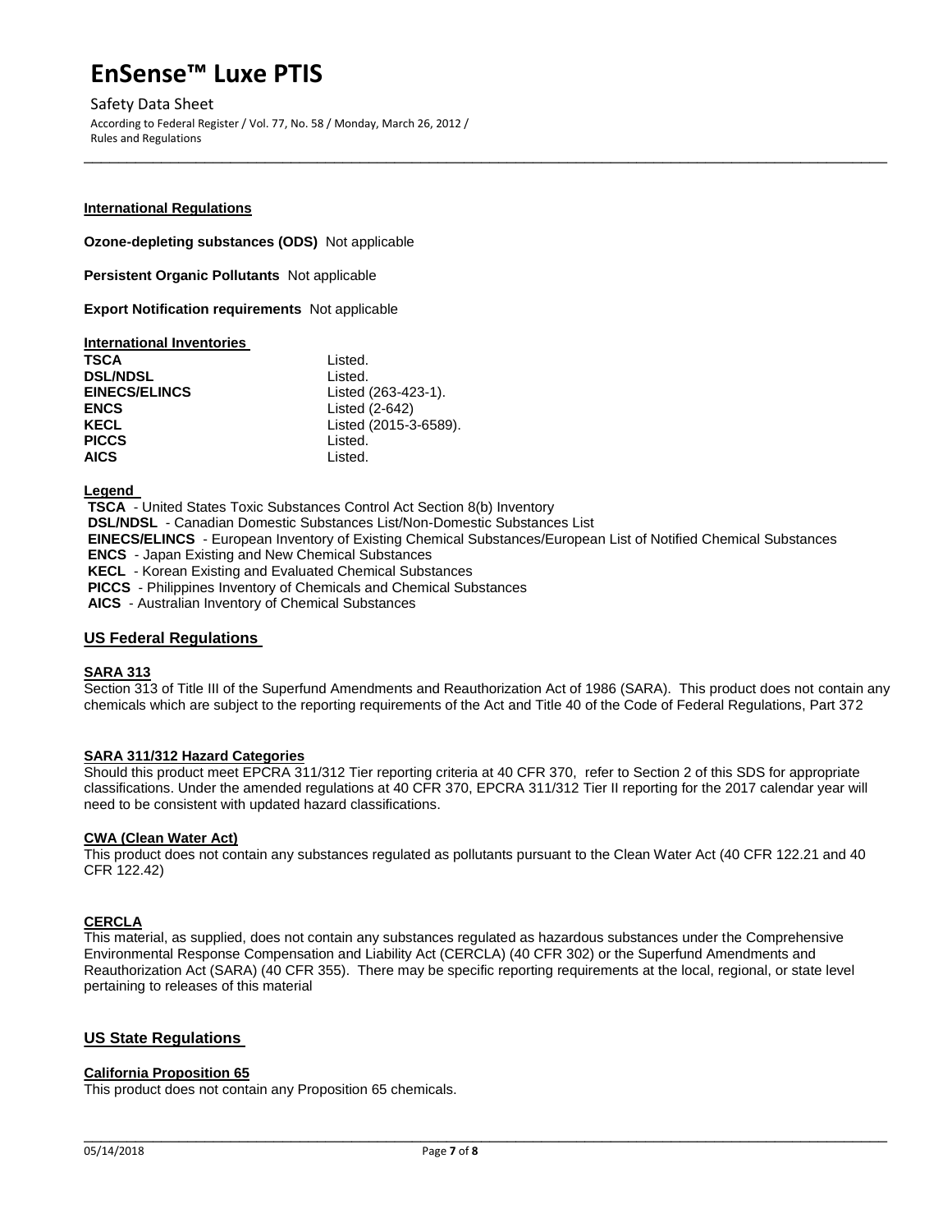### International Regulations

**Ozone-depleting substances (ODS)** Not applicable

**Persistent Organic Pollutants** Not applicable

**Export Notification requirements** Not applicable

### International Inventories

| | |
|---|---|
| **TSCA** | Listed. |
| **DSL/NDSL** | Listed. |
| **EINECS/ELINCS** | Listed (263-423-1). |
| **ENCS** | Listed (2-642) |
| **KECL** | Listed (2015-3-6589). |
| **PICCS** | Listed. |
| **AICS** | Listed. |

**Legend**

**TSCA** - United States Toxic Substances Control Act Section 8(b) Inventory
**DSL/NDSL** - Canadian Domestic Substances List/Non-Domestic Substances List
**EINECS/ELINCS** - European Inventory of Existing Chemical Substances/European List of Notified Chemical Substances
**ENCS** - Japan Existing and New Chemical Substances
**KECL** - Korean Existing and Evaluated Chemical Substances
**PICCS** - Philippines Inventory of Chemicals and Chemical Substances
**AICS** - Australian Inventory of Chemical Substances

## US Federal Regulations

### SARA 313

Section 313 of Title III of the Superfund Amendments and Reauthorization Act of 1986 (SARA). This product does not contain any chemicals which are subject to the reporting requirements of the Act and Title 40 of the Code of Federal Regulations, Part 372

### SARA 311/312 Hazard Categories

Should this product meet EPCRA 311/312 Tier reporting criteria at 40 CFR 370, refer to Section 2 of this SDS for appropriate classifications. Under the amended regulations at 40 CFR 370, EPCRA 311/312 Tier II reporting for the 2017 calendar year will need to be consistent with updated hazard classifications.

### CWA (Clean Water Act)

This product does not contain any substances regulated as pollutants pursuant to the Clean Water Act (40 CFR 122.21 and 40 CFR 122.42)

### CERCLA

This material, as supplied, does not contain any substances regulated as hazardous substances under the Comprehensive Environmental Response Compensation and Liability Act (CERCLA) (40 CFR 302) or the Superfund Amendments and Reauthorization Act (SARA) (40 CFR 355). There may be specific reporting requirements at the local, regional, or state level pertaining to releases of this material

## US State Regulations

### California Proposition 65

This product does not contain any Proposition 65 chemicals.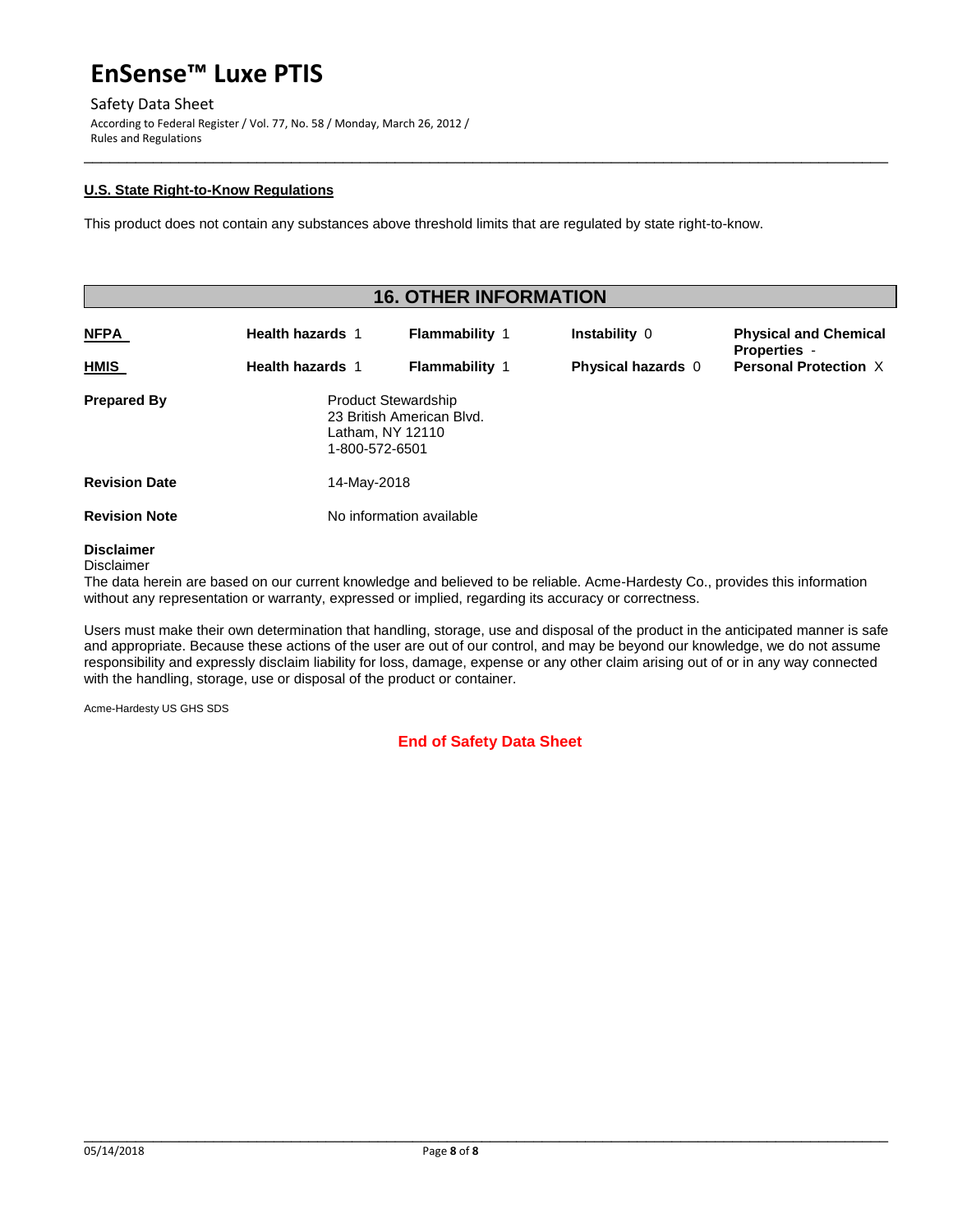### U.S. State Right-to-Know Regulations

This product does not contain any substances above threshold limits that are regulated by state right-to-know.

## 16. OTHER INFORMATION

| | | | | |
|---|---|---|---|---|
| **NFPA** | **Health hazards** 1 | **Flammability** 1 | **Instability** 0 | **Physical and Chemical Properties** - |
| **HMIS** | **Health hazards** 1 | **Flammability** 1 | **Physical hazards** 0 | **Personal Protection** X |

**Prepared By**
Product Stewardship
23 British American Blvd.
Latham, NY 12110
1-800-572-6501

**Revision Date** 14-May-2018

**Revision Note** No information available

**Disclaimer**

Disclaimer

The data herein are based on our current knowledge and believed to be reliable. Acme-Hardesty Co., provides this information without any representation or warranty, expressed or implied, regarding its accuracy or correctness.

Users must make their own determination that handling, storage, use and disposal of the product in the anticipated manner is safe and appropriate. Because these actions of the user are out of our control, and may be beyond our knowledge, we do not assume responsibility and expressly disclaim liability for loss, damage, expense or any other claim arising out of or in any way connected with the handling, storage, use or disposal of the product or container.

Acme-Hardesty US GHS SDS

**End of Safety Data Sheet**